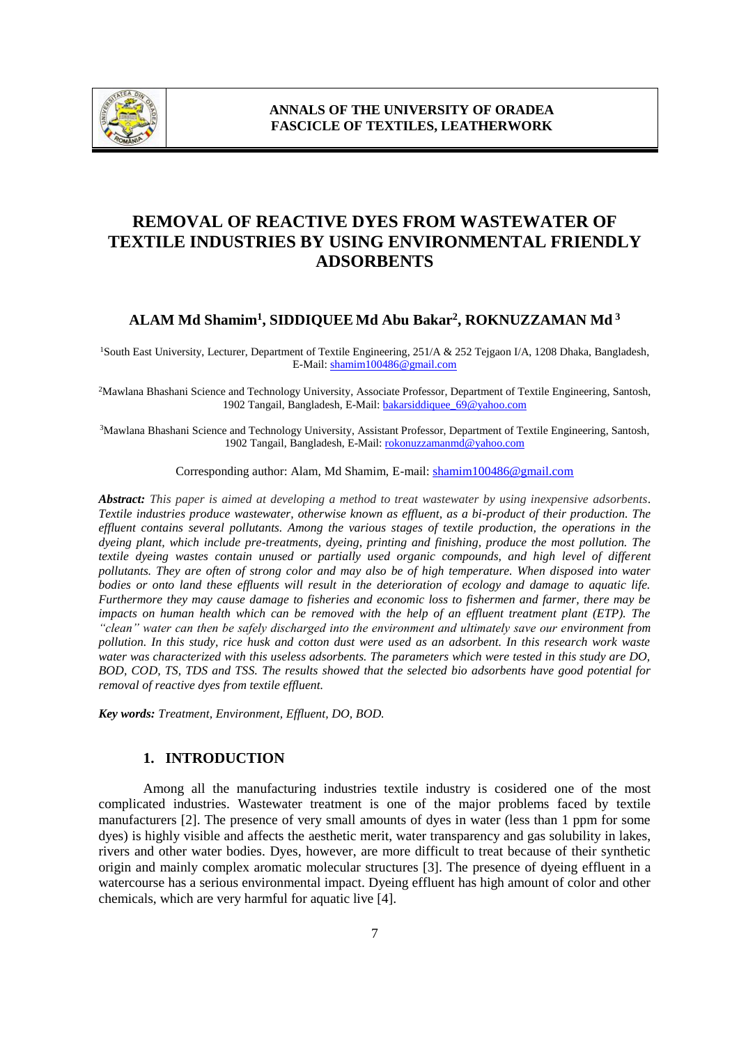# REMOVAL OF REACTIVE DYES FROM WASTEWATER OF TEXTILE INDUSTRIES BY USING ENVIRONMENTAL FRIENDLY ADSORBENTS

## ALAM Md Shamim[1], SIDDIQUEE Md Abu Bakar[2], ROKNUZZAMAN Md[3]

[1]South East University, Lecturer, Department of Textile Engineering, 251/A & 252 Tejgaon I/A, 1208 Dhaka, Bangladesh, E-Mail: shamim100486@gmail.com

[2]Mawlana Bhashani Science and Technology University, Associate Professor, Department of Textile Engineering, Santosh, 1902 Tangail, Bangladesh, E-Mail: bakarsiddiquee_69@yahoo.com

[3]Mawlana Bhashani Science and Technology University, Assistant Professor, Department of Textile Engineering, Santosh, 1902 Tangail, Bangladesh, E-Mail: rokonuzzamanmd@yahoo.com

Corresponding author: Alam, Md Shamim, E-mail: shamim100486@gmail.com

***Abstract:*** *This paper is aimed at developing a method to treat wastewater by using inexpensive adsorbents. Textile industries produce wastewater, otherwise known as effluent, as a bi-product of their production. The effluent contains several pollutants. Among the various stages of textile production, the operations in the dyeing plant, which include pre-treatments, dyeing, printing and finishing, produce the most pollution. The textile dyeing wastes contain unused or partially used organic compounds, and high level of different pollutants. They are often of strong color and may also be of high temperature. When disposed into water bodies or onto land these effluents will result in the deterioration of ecology and damage to aquatic life. Furthermore they may cause damage to fisheries and economic loss to fishermen and farmer, there may be impacts on human health which can be removed with the help of an effluent treatment plant (ETP). The "clean" water can then be safely discharged into the environment and ultimately save our environment from pollution. In this study, rice husk and cotton dust were used as an adsorbent. In this research work waste water was characterized with this useless adsorbents. The parameters which were tested in this study are DO, BOD, COD, TS, TDS and TSS. The results showed that the selected bio adsorbents have good potential for removal of reactive dyes from textile effluent.*

***Key words:*** *Treatment, Environment, Effluent, DO, BOD.*

## 1. INTRODUCTION

Among all the manufacturing industries textile industry is cosidered one of the most complicated industries. Wastewater treatment is one of the major problems faced by textile manufacturers [2]. The presence of very small amounts of dyes in water (less than 1 ppm for some dyes) is highly visible and affects the aesthetic merit, water transparency and gas solubility in lakes, rivers and other water bodies. Dyes, however, are more difficult to treat because of their synthetic origin and mainly complex aromatic molecular structures [3]. The presence of dyeing effluent in a watercourse has a serious environmental impact. Dyeing effluent has high amount of color and other chemicals, which are very harmful for aquatic live [4].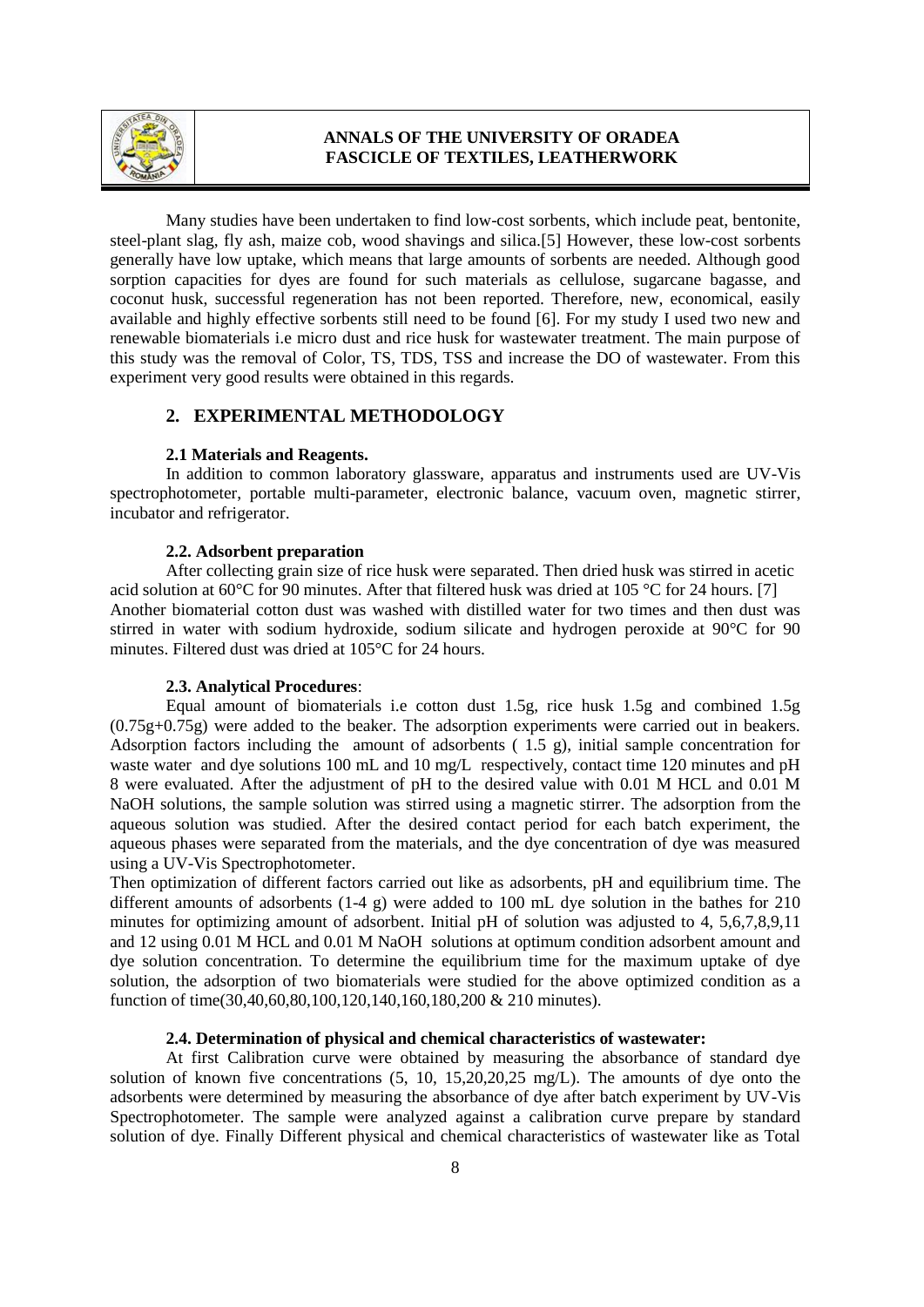Many studies have been undertaken to find low-cost sorbents, which include peat, bentonite, steel-plant slag, fly ash, maize cob, wood shavings and silica.[5] However, these low-cost sorbents generally have low uptake, which means that large amounts of sorbents are needed. Although good sorption capacities for dyes are found for such materials as cellulose, sugarcane bagasse, and coconut husk, successful regeneration has not been reported. Therefore, new, economical, easily available and highly effective sorbents still need to be found [6]. For my study I used two new and renewable biomaterials i.e micro dust and rice husk for wastewater treatment. The main purpose of this study was the removal of Color, TS, TDS, TSS and increase the DO of wastewater. From this experiment very good results were obtained in this regards.

## 2. EXPERIMENTAL METHODOLOGY

### 2.1 Materials and Reagents.

In addition to common laboratory glassware, apparatus and instruments used are UV-Vis spectrophotometer, portable multi-parameter, electronic balance, vacuum oven, magnetic stirrer, incubator and refrigerator.

### 2.2. Adsorbent preparation

After collecting grain size of rice husk were separated. Then dried husk was stirred in acetic acid solution at 60°C for 90 minutes. After that filtered husk was dried at 105 °C for 24 hours. [7] Another biomaterial cotton dust was washed with distilled water for two times and then dust was stirred in water with sodium hydroxide, sodium silicate and hydrogen peroxide at 90°C for 90 minutes. Filtered dust was dried at 105°C for 24 hours.

### 2.3. Analytical Procedures:

Equal amount of biomaterials i.e cotton dust 1.5g, rice husk 1.5g and combined 1.5g (0.75g+0.75g) were added to the beaker. The adsorption experiments were carried out in beakers. Adsorption factors including the amount of adsorbents ( 1.5 g), initial sample concentration for waste water and dye solutions 100 mL and 10 mg/L respectively, contact time 120 minutes and pH 8 were evaluated. After the adjustment of pH to the desired value with 0.01 M HCL and 0.01 M NaOH solutions, the sample solution was stirred using a magnetic stirrer. The adsorption from the aqueous solution was studied. After the desired contact period for each batch experiment, the aqueous phases were separated from the materials, and the dye concentration of dye was measured using a UV-Vis Spectrophotometer.

Then optimization of different factors carried out like as adsorbents, pH and equilibrium time. The different amounts of adsorbents (1-4 g) were added to 100 mL dye solution in the bathes for 210 minutes for optimizing amount of adsorbent. Initial pH of solution was adjusted to 4, 5,6,7,8,9,11 and 12 using 0.01 M HCL and 0.01 M NaOH solutions at optimum condition adsorbent amount and dye solution concentration. To determine the equilibrium time for the maximum uptake of dye solution, the adsorption of two biomaterials were studied for the above optimized condition as a function of time(30,40,60,80,100,120,140,160,180,200 & 210 minutes).

### 2.4. Determination of physical and chemical characteristics of wastewater:

At first Calibration curve were obtained by measuring the absorbance of standard dye solution of known five concentrations (5, 10, 15,20,20,25 mg/L). The amounts of dye onto the adsorbents were determined by measuring the absorbance of dye after batch experiment by UV-Vis Spectrophotometer. The sample were analyzed against a calibration curve prepare by standard solution of dye. Finally Different physical and chemical characteristics of wastewater like as Total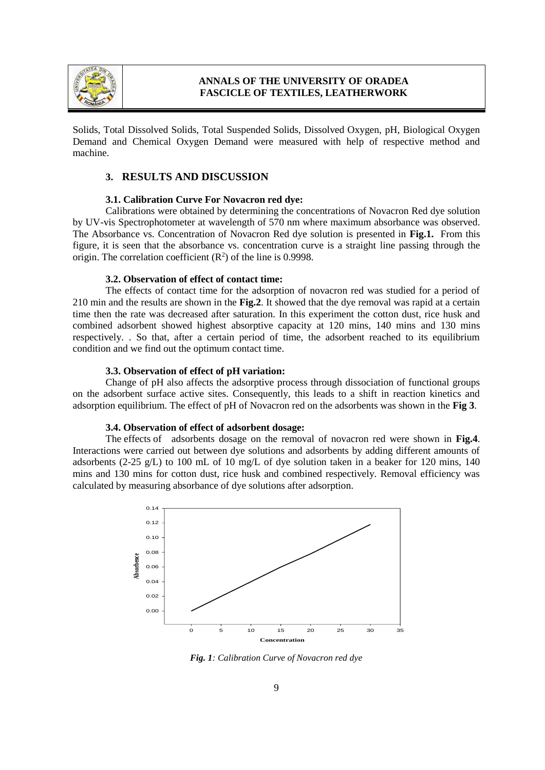Solids, Total Dissolved Solids, Total Suspended Solids, Dissolved Oxygen, pH, Biological Oxygen Demand and Chemical Oxygen Demand were measured with help of respective method and machine.

## 3. RESULTS AND DISCUSSION

### 3.1. Calibration Curve For Novacron red dye:

Calibrations were obtained by determining the concentrations of Novacron Red dye solution by UV-vis Spectrophotometer at wavelength of 570 nm where maximum absorbance was observed. The Absorbance vs. Concentration of Novacron Red dye solution is presented in **Fig.1.** From this figure, it is seen that the absorbance vs. concentration curve is a straight line passing through the origin. The correlation coefficient ($R^2$) of the line is 0.9998.

### 3.2. Observation of effect of contact time:

The effects of contact time for the adsorption of novacron red was studied for a period of 210 min and the results are shown in the **Fig.2**. It showed that the dye removal was rapid at a certain time then the rate was decreased after saturation. In this experiment the cotton dust, rice husk and combined adsorbent showed highest absorptive capacity at 120 mins, 140 mins and 130 mins respectively. . So that, after a certain period of time, the adsorbent reached to its equilibrium condition and we find out the optimum contact time.

### 3.3. Observation of effect of pH variation:

Change of pH also affects the adsorptive process through dissociation of functional groups on the adsorbent surface active sites. Consequently, this leads to a shift in reaction kinetics and adsorption equilibrium. The effect of pH of Novacron red on the adsorbents was shown in the **Fig 3**.

### 3.4. Observation of effect of adsorbent dosage:

The effects of adsorbents dosage on the removal of novacron red were shown in **Fig.4**. Interactions were carried out between dye solutions and adsorbents by adding different amounts of adsorbents (2-25 g/L) to 100 mL of 10 mg/L of dye solution taken in a beaker for 120 mins, 140 mins and 130 mins for cotton dust, rice husk and combined respectively. Removal efficiency was calculated by measuring absorbance of dye solutions after adsorption.

*Fig. 1: Calibration Curve of Novacron red dye*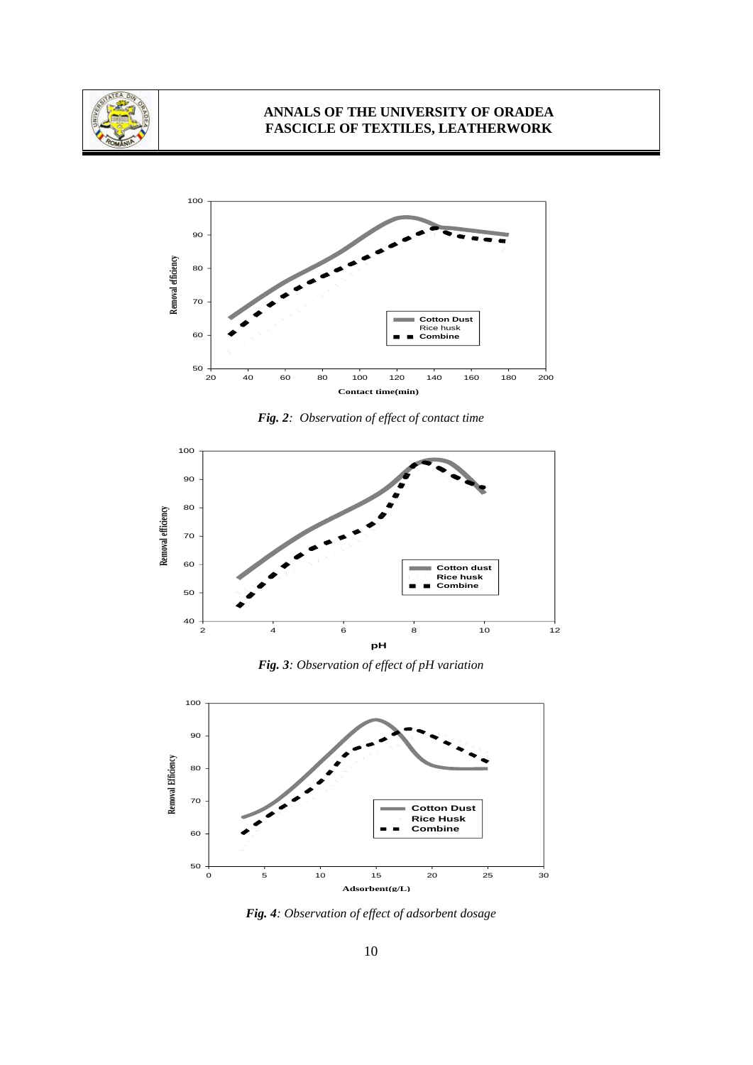*Fig. 2: Observation of effect of contact time*

*Fig. 3: Observation of effect of pH variation*

*Fig. 4: Observation of effect of adsorbent dosage*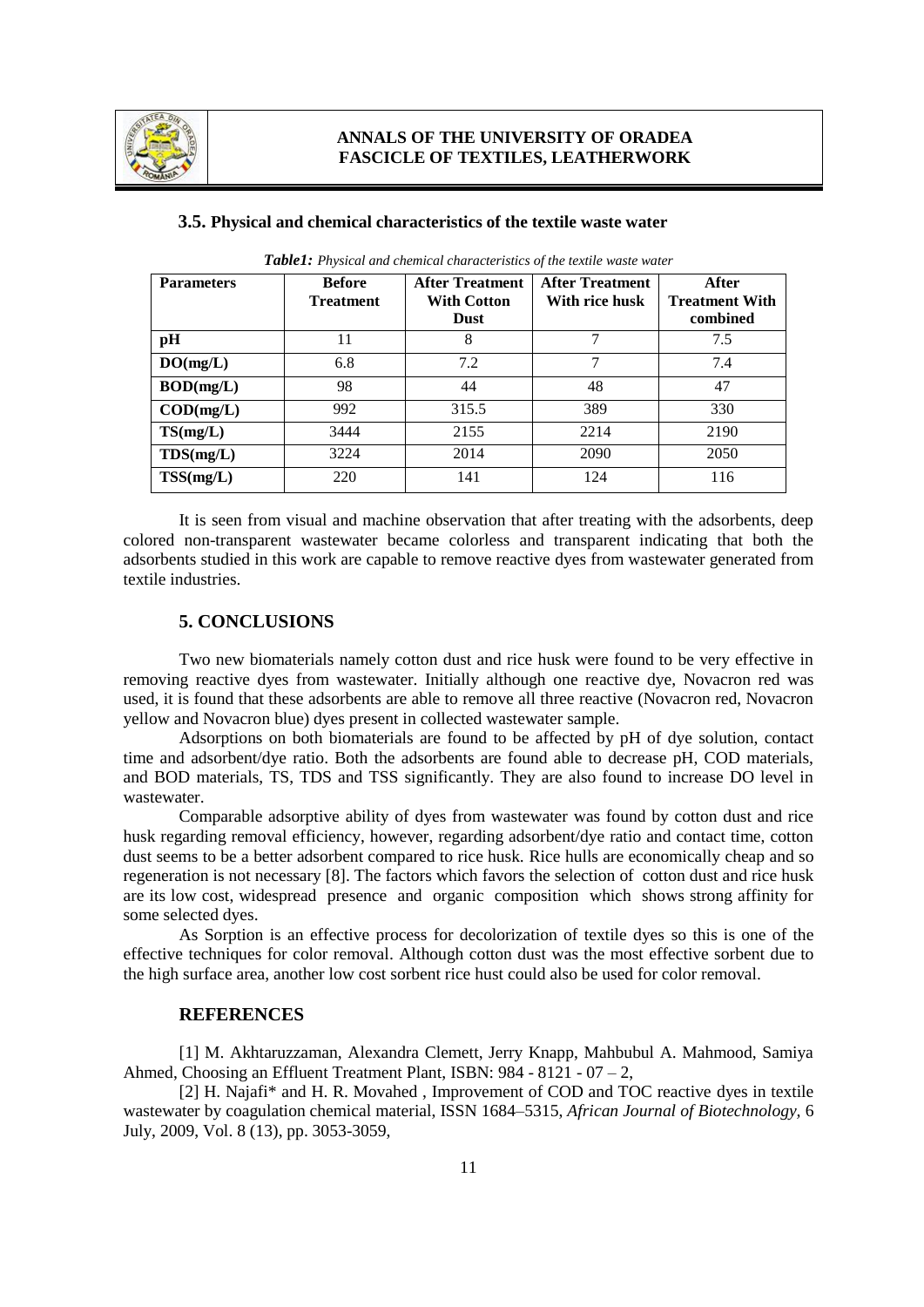### 3.5. Physical and chemical characteristics of the textile waste water

***Table1:*** *Physical and chemical characteristics of the textile waste water*

| Parameters | Before Treatment | After Treatment With Cotton Dust | After Treatment With rice husk | After Treatment With combined |
|---|---|---|---|---|
| **pH** | 11 | 8 | 7 | 7.5 |
| **DO(mg/L)** | 6.8 | 7.2 | 7 | 7.4 |
| **BOD(mg/L)** | 98 | 44 | 48 | 47 |
| **COD(mg/L)** | 992 | 315.5 | 389 | 330 |
| **TS(mg/L)** | 3444 | 2155 | 2214 | 2190 |
| **TDS(mg/L)** | 3224 | 2014 | 2090 | 2050 |
| **TSS(mg/L)** | 220 | 141 | 124 | 116 |

It is seen from visual and machine observation that after treating with the adsorbents, deep colored non-transparent wastewater became colorless and transparent indicating that both the adsorbents studied in this work are capable to remove reactive dyes from wastewater generated from textile industries.

## 5. CONCLUSIONS

Two new biomaterials namely cotton dust and rice husk were found to be very effective in removing reactive dyes from wastewater. Initially although one reactive dye, Novacron red was used, it is found that these adsorbents are able to remove all three reactive (Novacron red, Novacron yellow and Novacron blue) dyes present in collected wastewater sample.

Adsorptions on both biomaterials are found to be affected by pH of dye solution, contact time and adsorbent/dye ratio. Both the adsorbents are found able to decrease pH, COD materials, and BOD materials, TS, TDS and TSS significantly. They are also found to increase DO level in wastewater.

Comparable adsorptive ability of dyes from wastewater was found by cotton dust and rice husk regarding removal efficiency, however, regarding adsorbent/dye ratio and contact time, cotton dust seems to be a better adsorbent compared to rice husk. Rice hulls are economically cheap and so regeneration is not necessary [8]. The factors which favors the selection of cotton dust and rice husk are its low cost, widespread presence and organic composition which shows strong affinity for some selected dyes.

As Sorption is an effective process for decolorization of textile dyes so this is one of the effective techniques for color removal. Although cotton dust was the most effective sorbent due to the high surface area, another low cost sorbent rice hust could also be used for color removal.

## REFERENCES

[1] M. Akhtaruzzaman, Alexandra Clemett, Jerry Knapp, Mahbubul A. Mahmood, Samiya Ahmed, Choosing an Effluent Treatment Plant, ISBN: 984 - 8121 - 07 – 2,

[2] H. Najafi* and H. R. Movahed , Improvement of COD and TOC reactive dyes in textile wastewater by coagulation chemical material, ISSN 1684–5315, *African Journal of Biotechnology,* 6 July, 2009, Vol. 8 (13), pp. 3053-3059,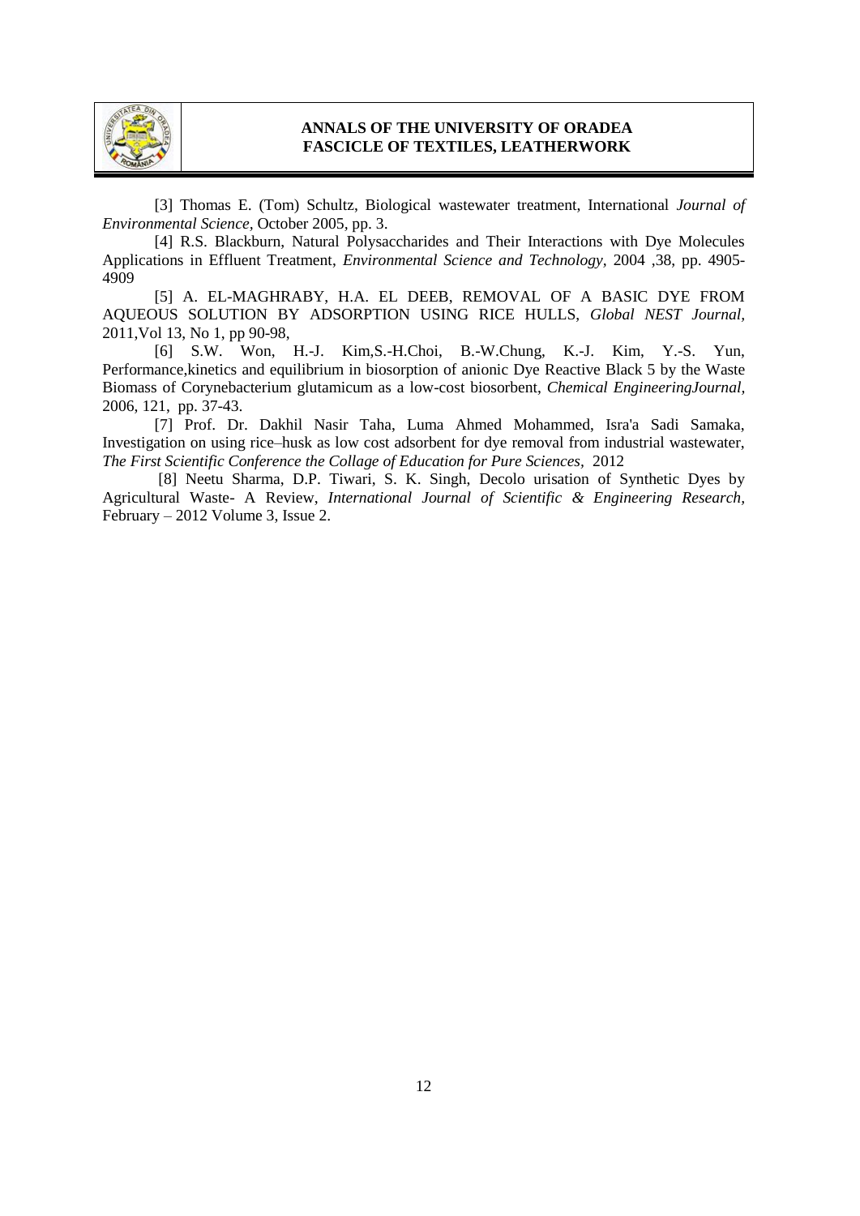[3] Thomas E. (Tom) Schultz, Biological wastewater treatment, International *Journal of Environmental Science*, October 2005, pp. 3.

[4] R.S. Blackburn, Natural Polysaccharides and Their Interactions with Dye Molecules Applications in Effluent Treatment, *Environmental Science and Technology*, 2004 ,38, pp. 4905-4909

[5] A. EL-MAGHRABY, H.A. EL DEEB, REMOVAL OF A BASIC DYE FROM AQUEOUS SOLUTION BY ADSORPTION USING RICE HULLS, *Global NEST Journal*, 2011,Vol 13, No 1, pp 90-98,

[6] S.W. Won, H.-J. Kim,S.-H.Choi, B.-W.Chung, K.-J. Kim, Y.-S. Yun, Performance,kinetics and equilibrium in biosorption of anionic Dye Reactive Black 5 by the Waste Biomass of Corynebacterium glutamicum as a low-cost biosorbent, *Chemical EngineeringJournal*, 2006, 121, pp. 37-43.

[7] Prof. Dr. Dakhil Nasir Taha, Luma Ahmed Mohammed, Isra'a Sadi Samaka, Investigation on using rice–husk as low cost adsorbent for dye removal from industrial wastewater, *The First Scientific Conference the Collage of Education for Pure Sciences*, 2012

[8] Neetu Sharma, D.P. Tiwari, S. K. Singh, Decolo urisation of Synthetic Dyes by Agricultural Waste- A Review, *International Journal of Scientific & Engineering Research*, February – 2012 Volume 3, Issue 2.